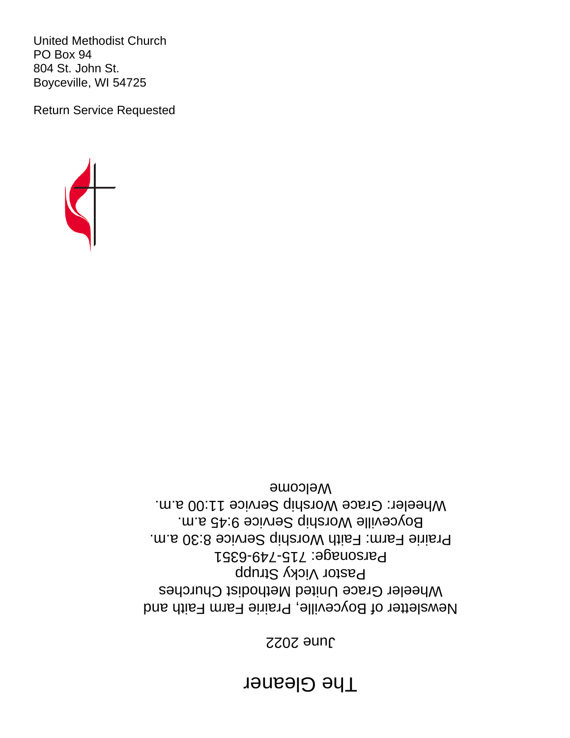United Methodist Church
PO Box 94
804 St. John St.
Boyceville, WI 54725

Return Service Requested

# The Gleaner

June 2022

Newsletter of Boyceville, Prairie Farm Faith and Wheeler Grace United Methodist Churches

Pastor Vicky Strupp

Parsonage: 715-749-6351

Prairie Farm: Faith Worship Service 8:30 a.m.

Boyceville Worship Service 9:45 a.m.

Wheeler: Grace Worship Service 11:00 a.m.

Welcome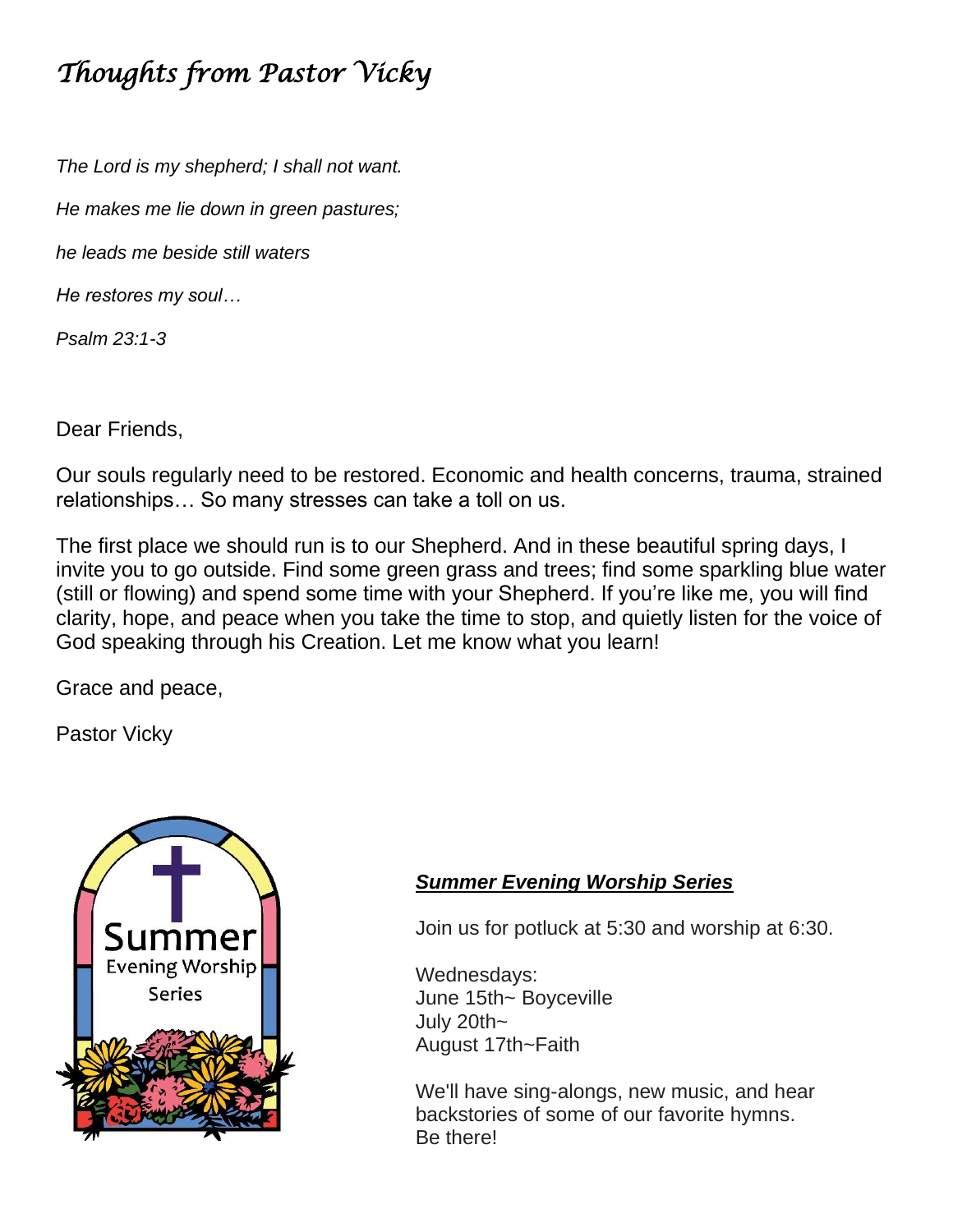# *Thoughts from Pastor Vicky*

*The Lord is my shepherd; I shall not want.*

*He makes me lie down in green pastures;*

*he leads me beside still waters*

*He restores my soul…*

*Psalm 23:1-3*

Dear Friends,

Our souls regularly need to be restored. Economic and health concerns, trauma, strained relationships… So many stresses can take a toll on us.

The first place we should run is to our Shepherd. And in these beautiful spring days, I invite you to go outside. Find some green grass and trees; find some sparkling blue water (still or flowing) and spend some time with your Shepherd. If you're like me, you will find clarity, hope, and peace when you take the time to stop, and quietly listen for the voice of God speaking through his Creation. Let me know what you learn!

Grace and peace,

Pastor Vicky

Summer Evening Worship Series

***Summer Evening Worship Series***

Join us for potluck at 5:30 and worship at 6:30.

Wednesdays:
June 15th~ Boyceville
July 20th~
August 17th~Faith

We'll have sing-alongs, new music, and hear backstories of some of our favorite hymns.
Be there!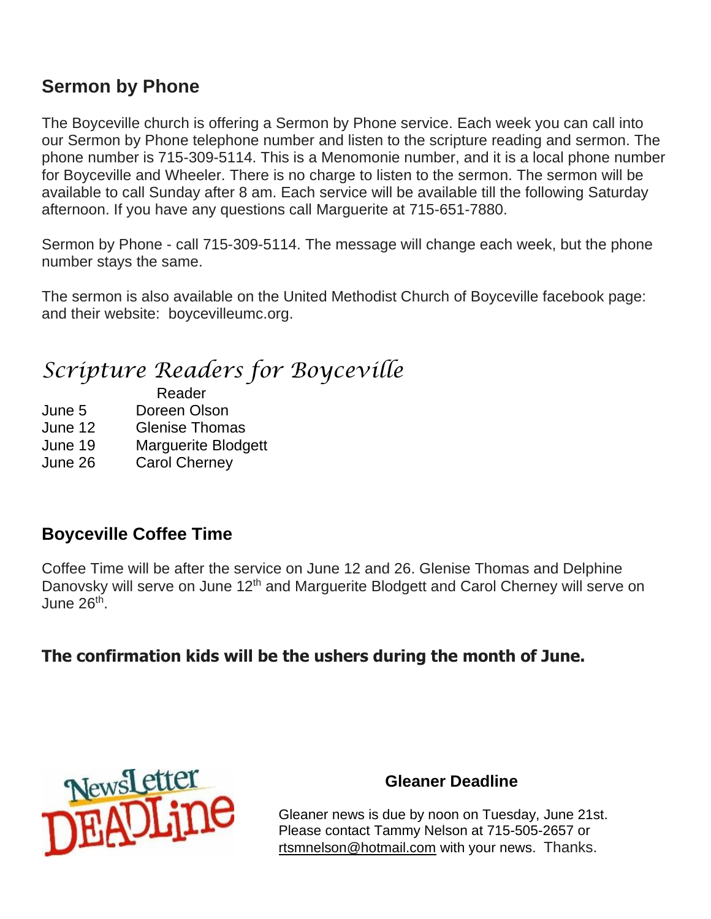## Sermon by Phone

The Boyceville church is offering a Sermon by Phone service. Each week you can call into our Sermon by Phone telephone number and listen to the scripture reading and sermon. The phone number is 715-309-5114. This is a Menomonie number, and it is a local phone number for Boyceville and Wheeler. There is no charge to listen to the sermon. The sermon will be available to call Sunday after 8 am. Each service will be available till the following Saturday afternoon. If you have any questions call Marguerite at 715-651-7880.

Sermon by Phone - call 715-309-5114. The message will change each week, but the phone number stays the same.

The sermon is also available on the United Methodist Church of Boyceville facebook page: and their website: boycevilleumc.org.

## *Scripture Readers for Boyceville*

| | Reader |
|---|---|
| June 5 | Doreen Olson |
| June 12 | Glenise Thomas |
| June 19 | Marguerite Blodgett |
| June 26 | Carol Cherney |

## Boyceville Coffee Time

Coffee Time will be after the service on June 12 and 26. Glenise Thomas and Delphine Danovsky will serve on June 12th and Marguerite Blodgett and Carol Cherney will serve on June 26th.

**The confirmation kids will be the ushers during the month of June.**

NewsLetter DEADLine

### Gleaner Deadline

Gleaner news is due by noon on Tuesday, June 21st. Please contact Tammy Nelson at 715-505-2657 or rtsmnelson@hotmail.com with your news. Thanks.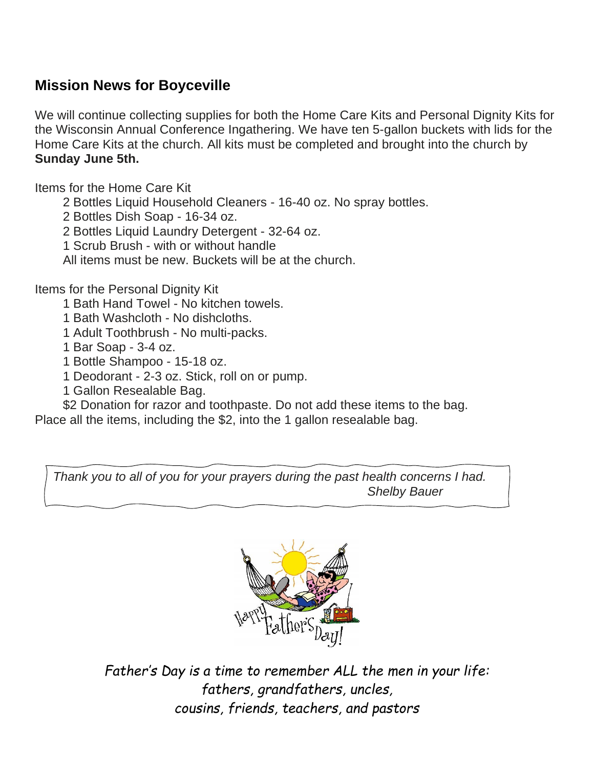## Mission News for Boyceville

We will continue collecting supplies for both the Home Care Kits and Personal Dignity Kits for the Wisconsin Annual Conference Ingathering. We have ten 5-gallon buckets with lids for the Home Care Kits at the church. All kits must be completed and brought into the church by **Sunday June 5th.**

Items for the Home Care Kit

- 2 Bottles Liquid Household Cleaners - 16-40 oz. No spray bottles.
- 2 Bottles Dish Soap - 16-34 oz.
- 2 Bottles Liquid Laundry Detergent - 32-64 oz.
- 1 Scrub Brush - with or without handle

All items must be new. Buckets will be at the church.

Items for the Personal Dignity Kit

- 1 Bath Hand Towel - No kitchen towels.
- 1 Bath Washcloth - No dishcloths.
- 1 Adult Toothbrush - No multi-packs.
- 1 Bar Soap - 3-4 oz.
- 1 Bottle Shampoo - 15-18 oz.
- 1 Deodorant - 2-3 oz. Stick, roll on or pump.
- 1 Gallon Resealable Bag.
- $2 Donation for razor and toothpaste. Do not add these items to the bag.

Place all the items, including the $2, into the 1 gallon resealable bag.

*Thank you to all of you for your prayers during the past health concerns I had.*
*Shelby Bauer*

Happy Father's Day!

*Father's Day is a time to remember ALL the men in your life: fathers, grandfathers, uncles, cousins, friends, teachers, and pastors*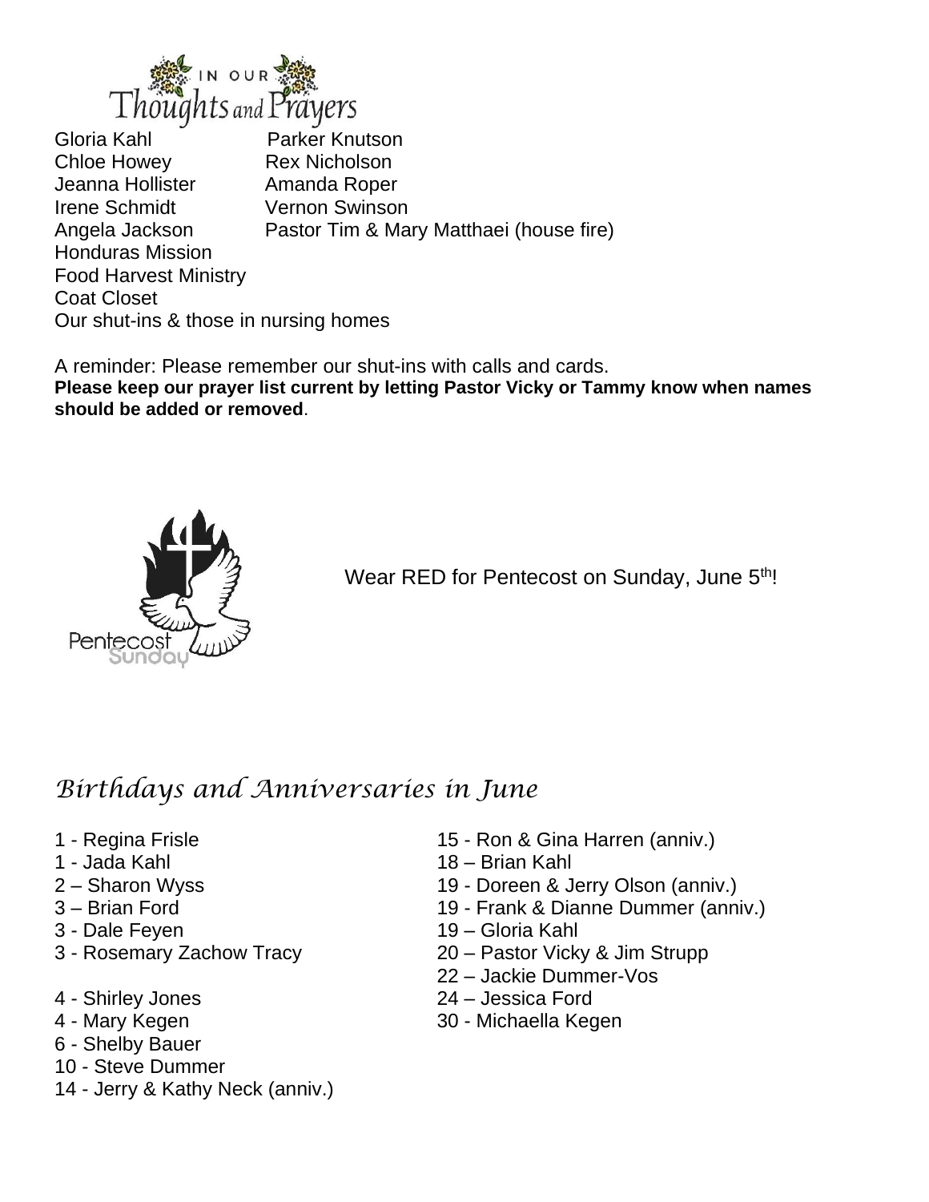# In Our Thoughts and Prayers

Gloria Kahl
Chloe Howey
Jeanna Hollister
Irene Schmidt
Angela Jackson
Parker Knutson
Rex Nicholson
Amanda Roper
Vernon Swinson
Pastor Tim & Mary Matthaei (house fire)
Honduras Mission
Food Harvest Ministry
Coat Closet
Our shut-ins & those in nursing homes

A reminder: Please remember our shut-ins with calls and cards.
**Please keep our prayer list current by letting Pastor Vicky or Tammy know when names should be added or removed**.

Wear RED for Pentecost on Sunday, June 5th!

## *Birthdays and Anniversaries in June*

- 1 - Regina Frisle
- 1 - Jada Kahl
- 2 – Sharon Wyss
- 3 – Brian Ford
- 3 - Dale Feyen
- 3 - Rosemary Zachow Tracy

- 4 - Shirley Jones
- 4 - Mary Kegen
- 6 - Shelby Bauer
- 10 - Steve Dummer
- 14 - Jerry & Kathy Neck (anniv.)
- 15 - Ron & Gina Harren (anniv.)
- 18 – Brian Kahl
- 19 - Doreen & Jerry Olson (anniv.)
- 19 - Frank & Dianne Dummer (anniv.)
- 19 – Gloria Kahl
- 20 – Pastor Vicky & Jim Strupp
- 22 – Jackie Dummer-Vos
- 24 – Jessica Ford
- 30 - Michaella Kegen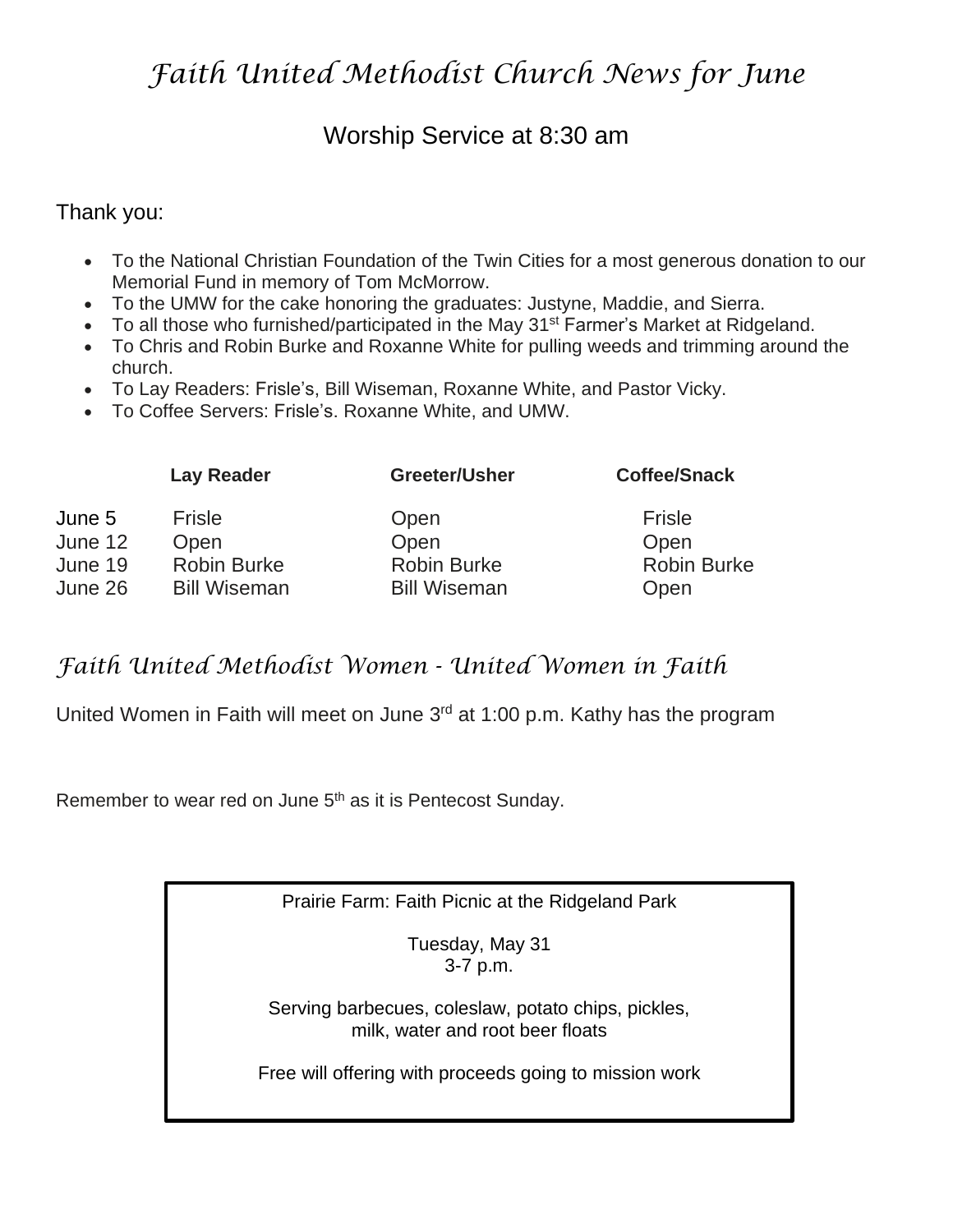# *Faith United Methodist Church News for June*

## Worship Service at 8:30 am

Thank you:

- To the National Christian Foundation of the Twin Cities for a most generous donation to our Memorial Fund in memory of Tom McMorrow.
- To the UMW for the cake honoring the graduates: Justyne, Maddie, and Sierra.
- To all those who furnished/participated in the May 31st Farmer's Market at Ridgeland.
- To Chris and Robin Burke and Roxanne White for pulling weeds and trimming around the church.
- To Lay Readers: Frisle's, Bill Wiseman, Roxanne White, and Pastor Vicky.
- To Coffee Servers: Frisle's. Roxanne White, and UMW.

| | **Lay Reader** | **Greeter/Usher** | **Coffee/Snack** |
|---|---|---|---|
| June 5 | Frisle | Open | Frisle |
| June 12 | Open | Open | Open |
| June 19 | Robin Burke | Robin Burke | Robin Burke |
| June 26 | Bill Wiseman | Bill Wiseman | Open |

## *Faith United Methodist Women - United Women in Faith*

United Women in Faith will meet on June 3rd at 1:00 p.m. Kathy has the program

Remember to wear red on June 5th as it is Pentecost Sunday.

Prairie Farm: Faith Picnic at the Ridgeland Park

Tuesday, May 31
3-7 p.m.

Serving barbecues, coleslaw, potato chips, pickles, milk, water and root beer floats

Free will offering with proceeds going to mission work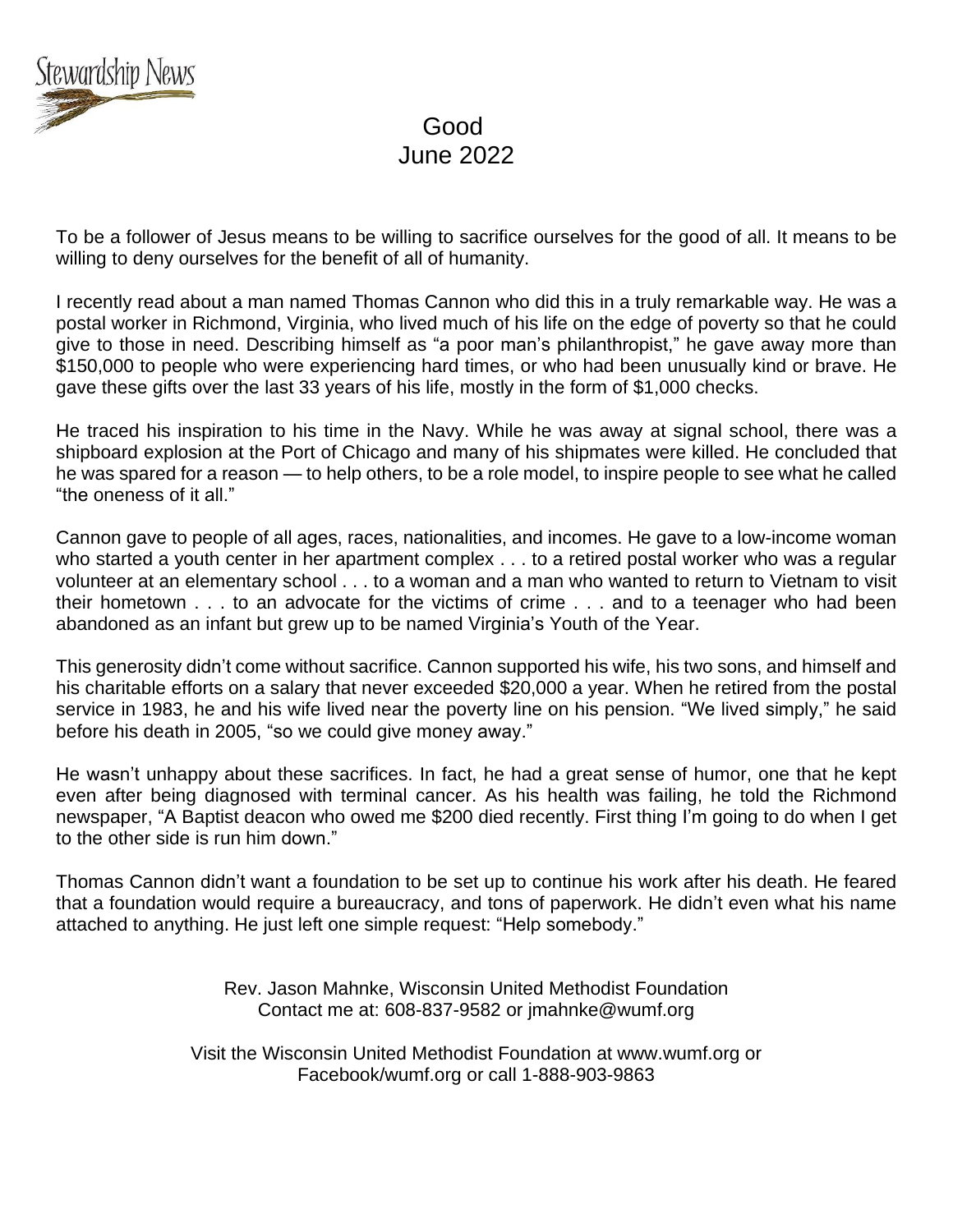Stewardship News

# Good
## June 2022

To be a follower of Jesus means to be willing to sacrifice ourselves for the good of all. It means to be willing to deny ourselves for the benefit of all of humanity.

I recently read about a man named Thomas Cannon who did this in a truly remarkable way. He was a postal worker in Richmond, Virginia, who lived much of his life on the edge of poverty so that he could give to those in need. Describing himself as "a poor man's philanthropist," he gave away more than $150,000 to people who were experiencing hard times, or who had been unusually kind or brave. He gave these gifts over the last 33 years of his life, mostly in the form of $1,000 checks.

He traced his inspiration to his time in the Navy. While he was away at signal school, there was a shipboard explosion at the Port of Chicago and many of his shipmates were killed. He concluded that he was spared for a reason — to help others, to be a role model, to inspire people to see what he called "the oneness of it all."

Cannon gave to people of all ages, races, nationalities, and incomes. He gave to a low-income woman who started a youth center in her apartment complex . . . to a retired postal worker who was a regular volunteer at an elementary school . . . to a woman and a man who wanted to return to Vietnam to visit their hometown . . . to an advocate for the victims of crime . . . and to a teenager who had been abandoned as an infant but grew up to be named Virginia's Youth of the Year.

This generosity didn't come without sacrifice. Cannon supported his wife, his two sons, and himself and his charitable efforts on a salary that never exceeded $20,000 a year. When he retired from the postal service in 1983, he and his wife lived near the poverty line on his pension. "We lived simply," he said before his death in 2005, "so we could give money away."

He wasn't unhappy about these sacrifices. In fact, he had a great sense of humor, one that he kept even after being diagnosed with terminal cancer. As his health was failing, he told the Richmond newspaper, "A Baptist deacon who owed me $200 died recently. First thing I'm going to do when I get to the other side is run him down."

Thomas Cannon didn't want a foundation to be set up to continue his work after his death. He feared that a foundation would require a bureaucracy, and tons of paperwork. He didn't even what his name attached to anything. He just left one simple request: "Help somebody."

Rev. Jason Mahnke, Wisconsin United Methodist Foundation
Contact me at: 608-837-9582 or jmahnke@wumf.org

Visit the Wisconsin United Methodist Foundation at www.wumf.org or Facebook/wumf.org or call 1-888-903-9863